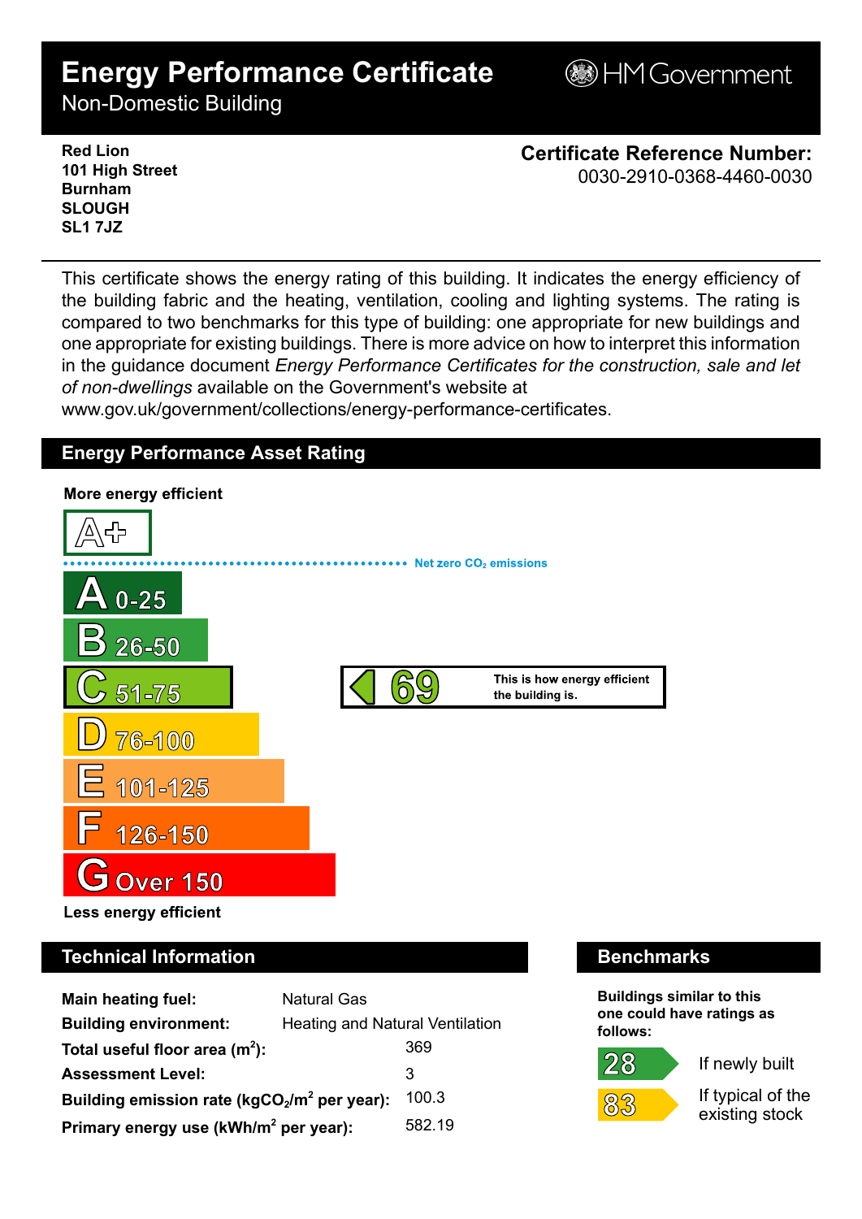# Energy Performance Certificate

Non-Domestic Building

HM Government

**Red Lion**
**101 High Street**
**Burnham**
**SLOUGH**
**SL1 7JZ**

**Certificate Reference Number:**
0030-2910-0368-4460-0030

This certificate shows the energy rating of this building. It indicates the energy efficiency of the building fabric and the heating, ventilation, cooling and lighting systems. The rating is compared to two benchmarks for this type of building: one appropriate for new buildings and one appropriate for existing buildings. There is more advice on how to interpret this information in the guidance document *Energy Performance Certificates for the construction, sale and let of non-dwellings* available on the Government's website at www.gov.uk/government/collections/energy-performance-certificates.

## Energy Performance Asset Rating

**More energy efficient**

A+

Net zero $CO_2$ emissions

- A 0-25
- B 26-50
- C 51-75
- D 76-100
- E 101-125
- F 126-150
- G Over 150

**Less energy efficient**

**69** — This is how energy efficient the building is. (C)

## Technical Information

| | |
|---|---|
| **Main heating fuel:** | Natural Gas |
| **Building environment:** | Heating and Natural Ventilation |
| **Total useful floor area ($m^2$):** | 369 |
| **Assessment Level:** | 3 |
| **Building emission rate ($kgCO_2/m^2$ per year):** | 100.3 |
| **Primary energy use ($kWh/m^2$ per year):** | 582.19 |

## Benchmarks

**Buildings similar to this one could have ratings as follows:**

- **28** — If newly built
- **83** — If typical of the existing stock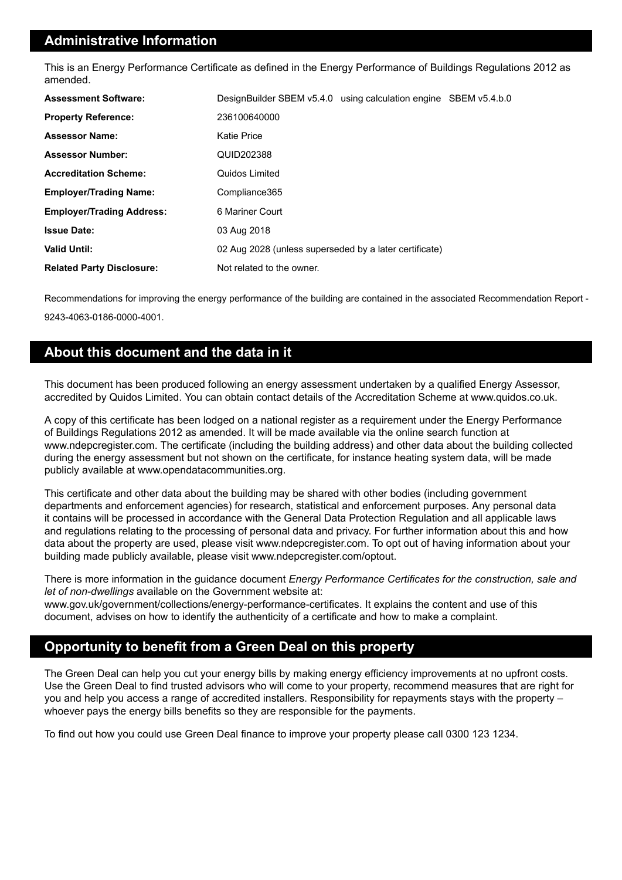## Administrative Information

This is an Energy Performance Certificate as defined in the Energy Performance of Buildings Regulations 2012 as amended.

| | |
|---|---|
| **Assessment Software:** | DesignBuilder SBEM v5.4.0 using calculation engine SBEM v5.4.b.0 |
| **Property Reference:** | 236100640000 |
| **Assessor Name:** | Katie Price |
| **Assessor Number:** | QUID202388 |
| **Accreditation Scheme:** | Quidos Limited |
| **Employer/Trading Name:** | Compliance365 |
| **Employer/Trading Address:** | 6 Mariner Court |
| **Issue Date:** | 03 Aug 2018 |
| **Valid Until:** | 02 Aug 2028 (unless superseded by a later certificate) |
| **Related Party Disclosure:** | Not related to the owner. |

Recommendations for improving the energy performance of the building are contained in the associated Recommendation Report - 9243-4063-0186-0000-4001.

## About this document and the data in it

This document has been produced following an energy assessment undertaken by a qualified Energy Assessor, accredited by Quidos Limited. You can obtain contact details of the Accreditation Scheme at www.quidos.co.uk.

A copy of this certificate has been lodged on a national register as a requirement under the Energy Performance of Buildings Regulations 2012 as amended. It will be made available via the online search function at www.ndepcregister.com. The certificate (including the building address) and other data about the building collected during the energy assessment but not shown on the certificate, for instance heating system data, will be made publicly available at www.opendatacommunities.org.

This certificate and other data about the building may be shared with other bodies (including government departments and enforcement agencies) for research, statistical and enforcement purposes. Any personal data it contains will be processed in accordance with the General Data Protection Regulation and all applicable laws and regulations relating to the processing of personal data and privacy. For further information about this and how data about the property are used, please visit www.ndepcregister.com. To opt out of having information about your building made publicly available, please visit www.ndepcregister.com/optout.

There is more information in the guidance document *Energy Performance Certificates for the construction, sale and let of non-dwellings* available on the Government website at:
www.gov.uk/government/collections/energy-performance-certificates. It explains the content and use of this document, advises on how to identify the authenticity of a certificate and how to make a complaint.

## Opportunity to benefit from a Green Deal on this property

The Green Deal can help you cut your energy bills by making energy efficiency improvements at no upfront costs. Use the Green Deal to find trusted advisors who will come to your property, recommend measures that are right for you and help you access a range of accredited installers. Responsibility for repayments stays with the property – whoever pays the energy bills benefits so they are responsible for the payments.

To find out how you could use Green Deal finance to improve your property please call 0300 123 1234.